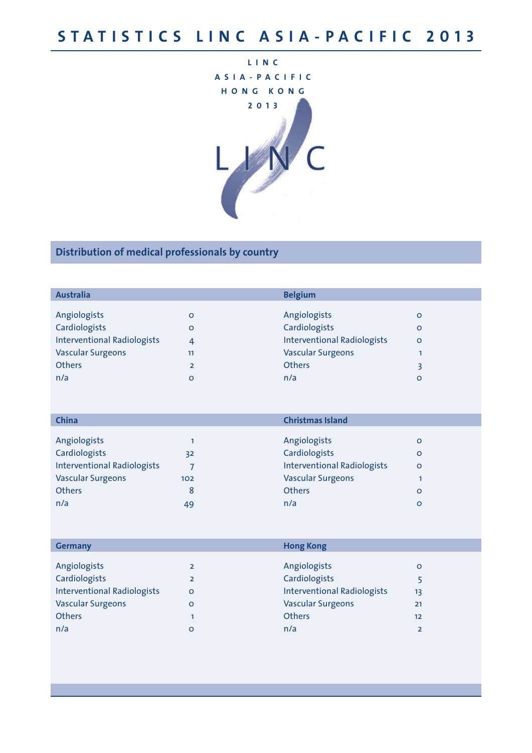# STATISTICS LINC ASIA-PACIFIC 2013

LINC
ASIA-PACIFIC
HONG KONG
2013

LINC

## Distribution of medical professionals by country

| Australia | |
|---|---|
| Angiologists | 0 |
| Cardiologists | 0 |
| Interventional Radiologists | 4 |
| Vascular Surgeons | 11 |
| Others | 2 |
| n/a | 0 |

| Belgium | |
|---|---|
| Angiologists | 0 |
| Cardiologists | 0 |
| Interventional Radiologists | 0 |
| Vascular Surgeons | 1 |
| Others | 3 |
| n/a | 0 |

| China | |
|---|---|
| Angiologists | 1 |
| Cardiologists | 32 |
| Interventional Radiologists | 7 |
| Vascular Surgeons | 102 |
| Others | 8 |
| n/a | 49 |

| Christmas Island | |
|---|---|
| Angiologists | 0 |
| Cardiologists | 0 |
| Interventional Radiologists | 0 |
| Vascular Surgeons | 1 |
| Others | 0 |
| n/a | 0 |

| Germany | |
|---|---|
| Angiologists | 2 |
| Cardiologists | 2 |
| Interventional Radiologists | 0 |
| Vascular Surgeons | 0 |
| Others | 1 |
| n/a | 0 |

| Hong Kong | |
|---|---|
| Angiologists | 0 |
| Cardiologists | 5 |
| Interventional Radiologists | 13 |
| Vascular Surgeons | 21 |
| Others | 12 |
| n/a | 2 |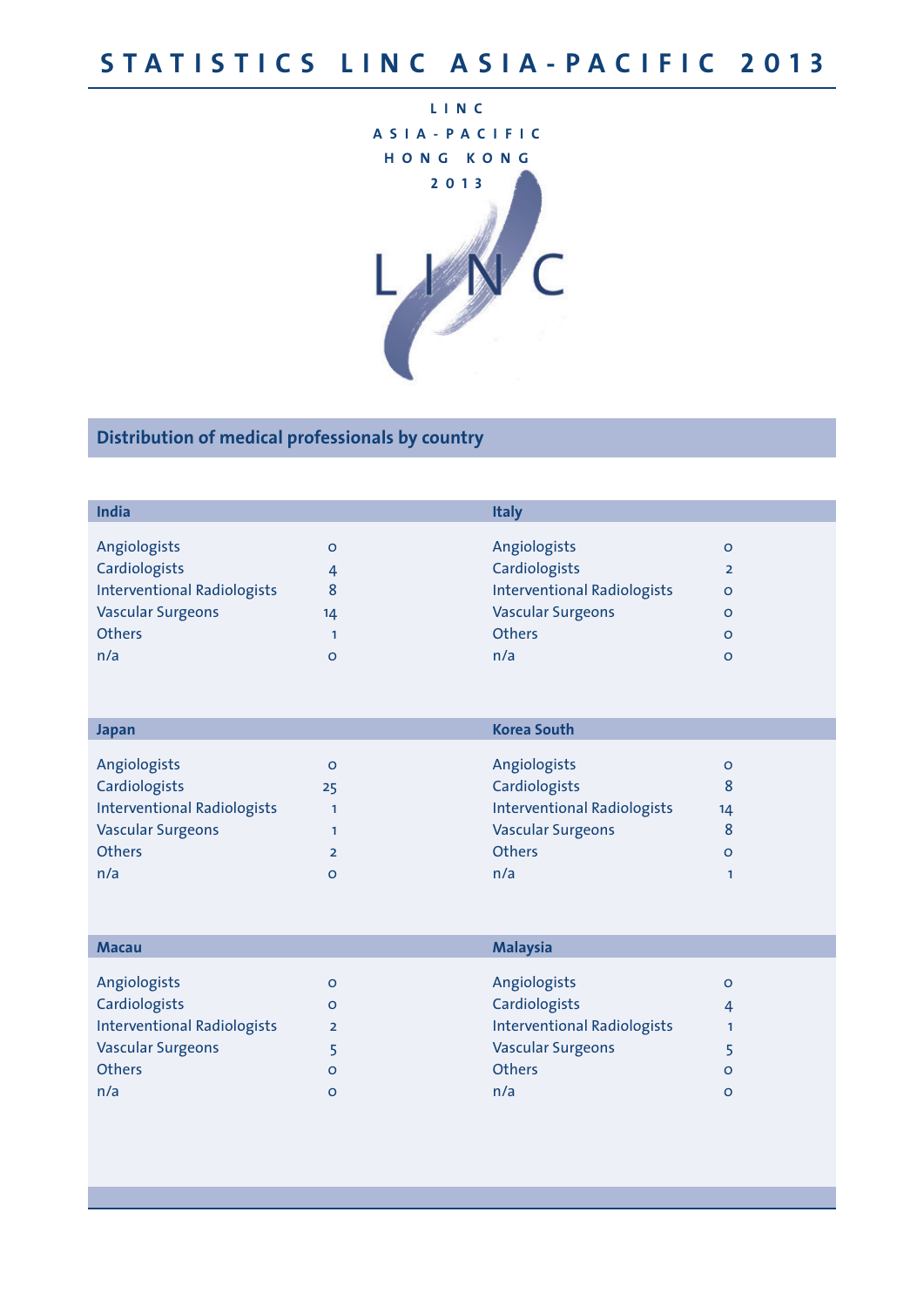# STATISTICS LINC ASIA-PACIFIC 2013

LINC
ASIA-PACIFIC
HONG KONG
2013

LINC

## Distribution of medical professionals by country

| India | |
|---|---|
| Angiologists | 0 |
| Cardiologists | 4 |
| Interventional Radiologists | 8 |
| Vascular Surgeons | 14 |
| Others | 1 |
| n/a | 0 |

| Italy | |
|---|---|
| Angiologists | 0 |
| Cardiologists | 2 |
| Interventional Radiologists | 0 |
| Vascular Surgeons | 0 |
| Others | 0 |
| n/a | 0 |

| Japan | |
|---|---|
| Angiologists | 0 |
| Cardiologists | 25 |
| Interventional Radiologists | 1 |
| Vascular Surgeons | 1 |
| Others | 2 |
| n/a | 0 |

| Korea South | |
|---|---|
| Angiologists | 0 |
| Cardiologists | 8 |
| Interventional Radiologists | 14 |
| Vascular Surgeons | 8 |
| Others | 0 |
| n/a | 1 |

| Macau | |
|---|---|
| Angiologists | 0 |
| Cardiologists | 0 |
| Interventional Radiologists | 2 |
| Vascular Surgeons | 5 |
| Others | 0 |
| n/a | 0 |

| Malaysia | |
|---|---|
| Angiologists | 0 |
| Cardiologists | 4 |
| Interventional Radiologists | 1 |
| Vascular Surgeons | 5 |
| Others | 0 |
| n/a | 0 |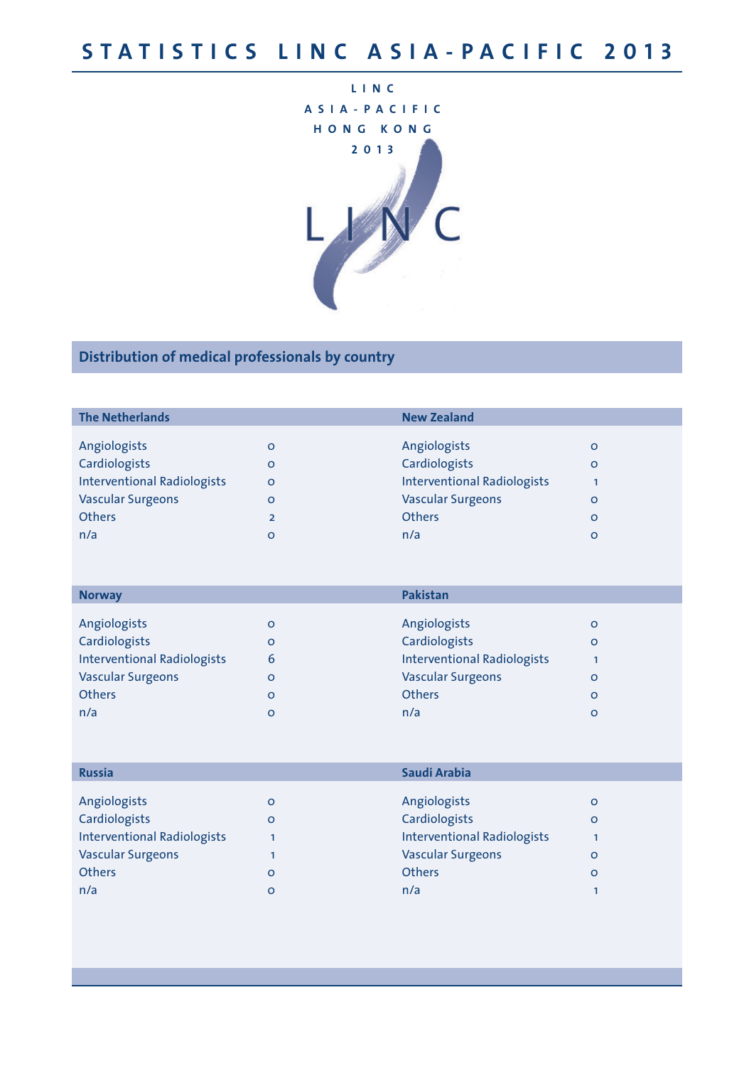# STATISTICS LINC ASIA-PACIFIC 2013

LINC
ASIA-PACIFIC
HONG KONG
2013

LINC

## Distribution of medical professionals by country

| The Netherlands | |
|---|---|
| Angiologists | 0 |
| Cardiologists | 0 |
| Interventional Radiologists | 0 |
| Vascular Surgeons | 0 |
| Others | 2 |
| n/a | 0 |

| New Zealand | |
|---|---|
| Angiologists | 0 |
| Cardiologists | 0 |
| Interventional Radiologists | 1 |
| Vascular Surgeons | 0 |
| Others | 0 |
| n/a | 0 |

| Norway | |
|---|---|
| Angiologists | 0 |
| Cardiologists | 0 |
| Interventional Radiologists | 6 |
| Vascular Surgeons | 0 |
| Others | 0 |
| n/a | 0 |

| Pakistan | |
|---|---|
| Angiologists | 0 |
| Cardiologists | 0 |
| Interventional Radiologists | 1 |
| Vascular Surgeons | 0 |
| Others | 0 |
| n/a | 0 |

| Russia | |
|---|---|
| Angiologists | 0 |
| Cardiologists | 0 |
| Interventional Radiologists | 1 |
| Vascular Surgeons | 1 |
| Others | 0 |
| n/a | 0 |

| Saudi Arabia | |
|---|---|
| Angiologists | 0 |
| Cardiologists | 0 |
| Interventional Radiologists | 1 |
| Vascular Surgeons | 0 |
| Others | 0 |
| n/a | 1 |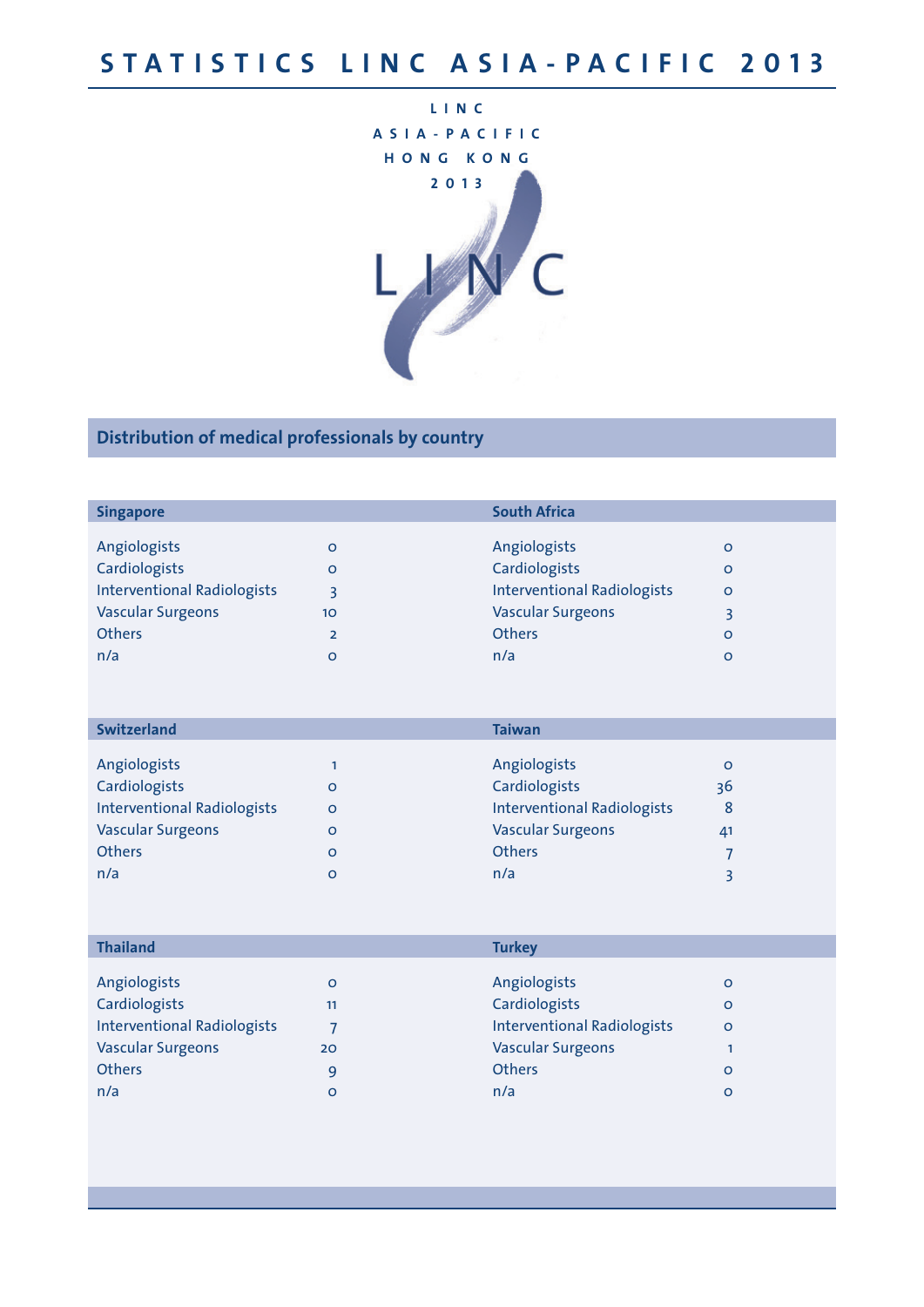# STATISTICS LINC ASIA-PACIFIC 2013

LINC
ASIA-PACIFIC
HONG KONG
2013

## Distribution of medical professionals by country

| Singapore | |
|---|---|
| Angiologists | 0 |
| Cardiologists | 0 |
| Interventional Radiologists | 3 |
| Vascular Surgeons | 10 |
| Others | 2 |
| n/a | 0 |

| South Africa | |
|---|---|
| Angiologists | 0 |
| Cardiologists | 0 |
| Interventional Radiologists | 0 |
| Vascular Surgeons | 3 |
| Others | 0 |
| n/a | 0 |

| Switzerland | |
|---|---|
| Angiologists | 1 |
| Cardiologists | 0 |
| Interventional Radiologists | 0 |
| Vascular Surgeons | 0 |
| Others | 0 |
| n/a | 0 |

| Taiwan | |
|---|---|
| Angiologists | 0 |
| Cardiologists | 36 |
| Interventional Radiologists | 8 |
| Vascular Surgeons | 41 |
| Others | 7 |
| n/a | 3 |

| Thailand | |
|---|---|
| Angiologists | 0 |
| Cardiologists | 11 |
| Interventional Radiologists | 7 |
| Vascular Surgeons | 20 |
| Others | 9 |
| n/a | 0 |

| Turkey | |
|---|---|
| Angiologists | 0 |
| Cardiologists | 0 |
| Interventional Radiologists | 0 |
| Vascular Surgeons | 1 |
| Others | 0 |
| n/a | 0 |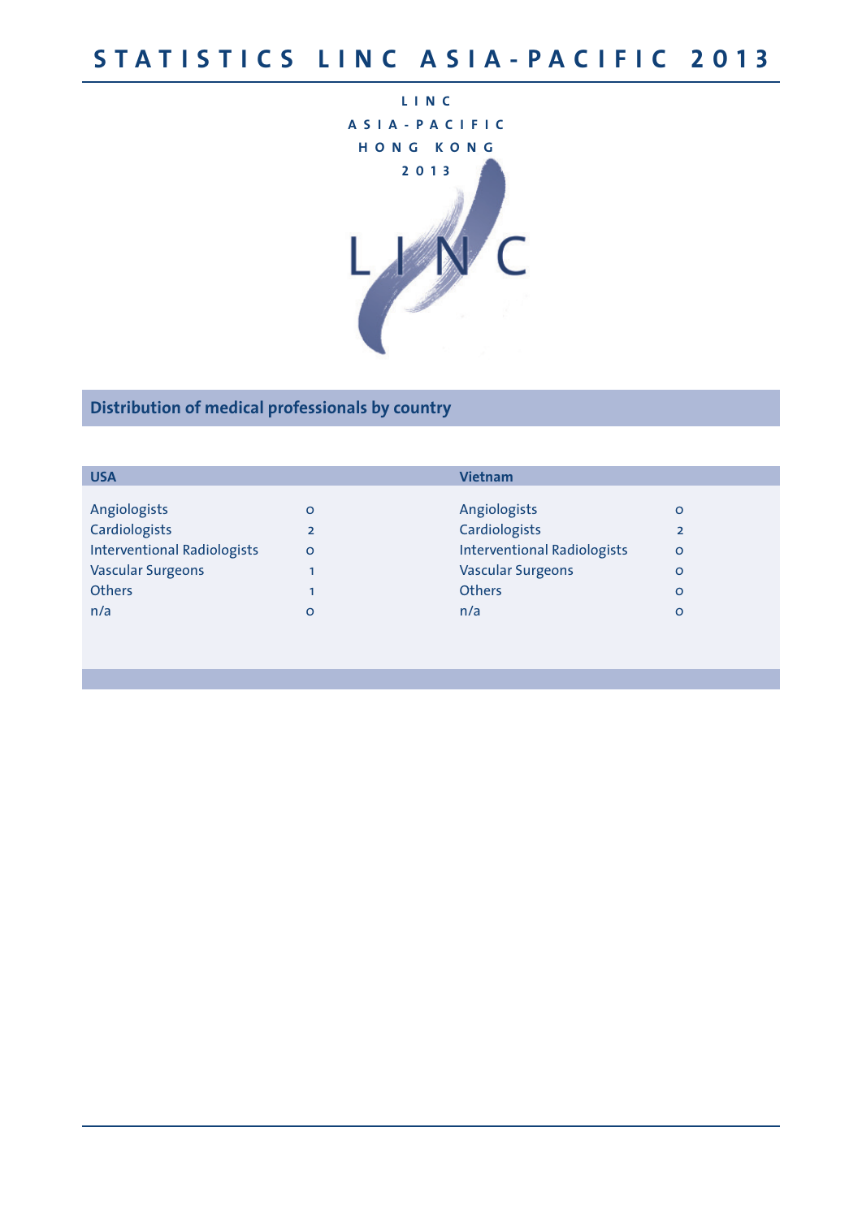LINC
ASIA-PACIFIC
HONG KONG
2013

LINC

## Distribution of medical professionals by country

| USA | | Vietnam | |
|---|---|---|---|
| Angiologists | 0 | Angiologists | 0 |
| Cardiologists | 2 | Cardiologists | 2 |
| Interventional Radiologists | 0 | Interventional Radiologists | 0 |
| Vascular Surgeons | 1 | Vascular Surgeons | 0 |
| Others | 1 | Others | 0 |
| n/a | 0 | n/a | 0 |